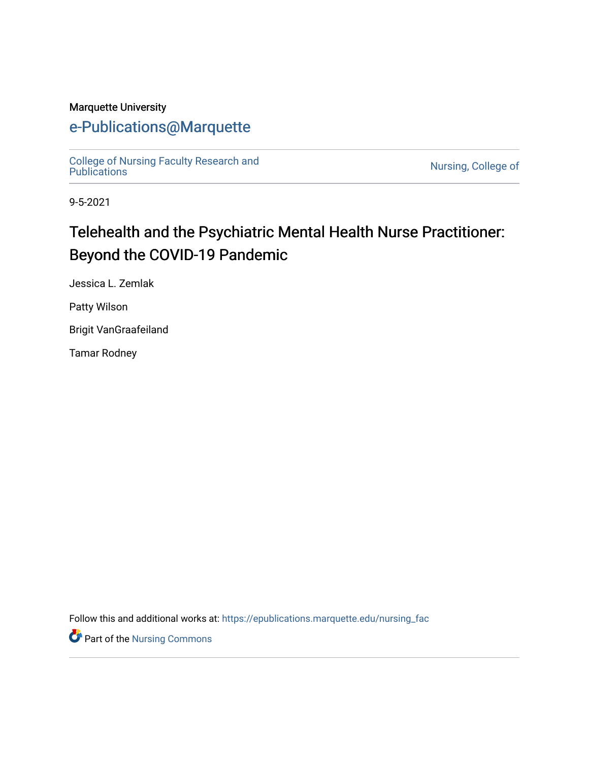Marquette University

# e-Publications@Marquette

College of Nursing Faculty Research and Publications

Nursing, College of

9-5-2021

# Telehealth and the Psychiatric Mental Health Nurse Practitioner: Beyond the COVID-19 Pandemic

Jessica L. Zemlak

Patty Wilson

Brigit VanGraafeiland

Tamar Rodney

Follow this and additional works at: https://epublications.marquette.edu/nursing_fac

Part of the Nursing Commons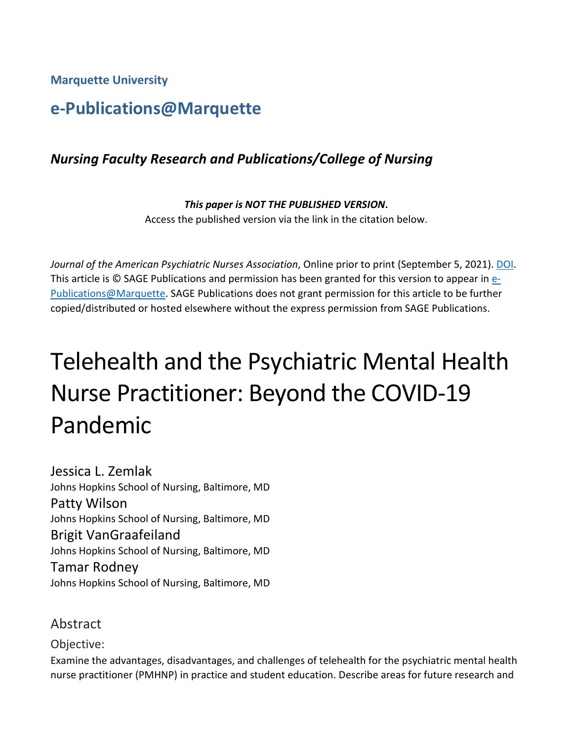**Marquette University**

# e-Publications@Marquette

### *Nursing Faculty Research and Publications/College of Nursing*

***This paper is NOT THE PUBLISHED VERSION*.**
Access the published version via the link in the citation below.

*Journal of the American Psychiatric Nurses Association*, Online prior to print (September 5, 2021). DOI. This article is © SAGE Publications and permission has been granted for this version to appear in e-Publications@Marquette. SAGE Publications does not grant permission for this article to be further copied/distributed or hosted elsewhere without the express permission from SAGE Publications.

# Telehealth and the Psychiatric Mental Health Nurse Practitioner: Beyond the COVID-19 Pandemic

Jessica L. Zemlak
Johns Hopkins School of Nursing, Baltimore, MD

Patty Wilson
Johns Hopkins School of Nursing, Baltimore, MD

Brigit VanGraafeiland
Johns Hopkins School of Nursing, Baltimore, MD

Tamar Rodney
Johns Hopkins School of Nursing, Baltimore, MD

## Abstract

### Objective:

Examine the advantages, disadvantages, and challenges of telehealth for the psychiatric mental health nurse practitioner (PMHNP) in practice and student education. Describe areas for future research and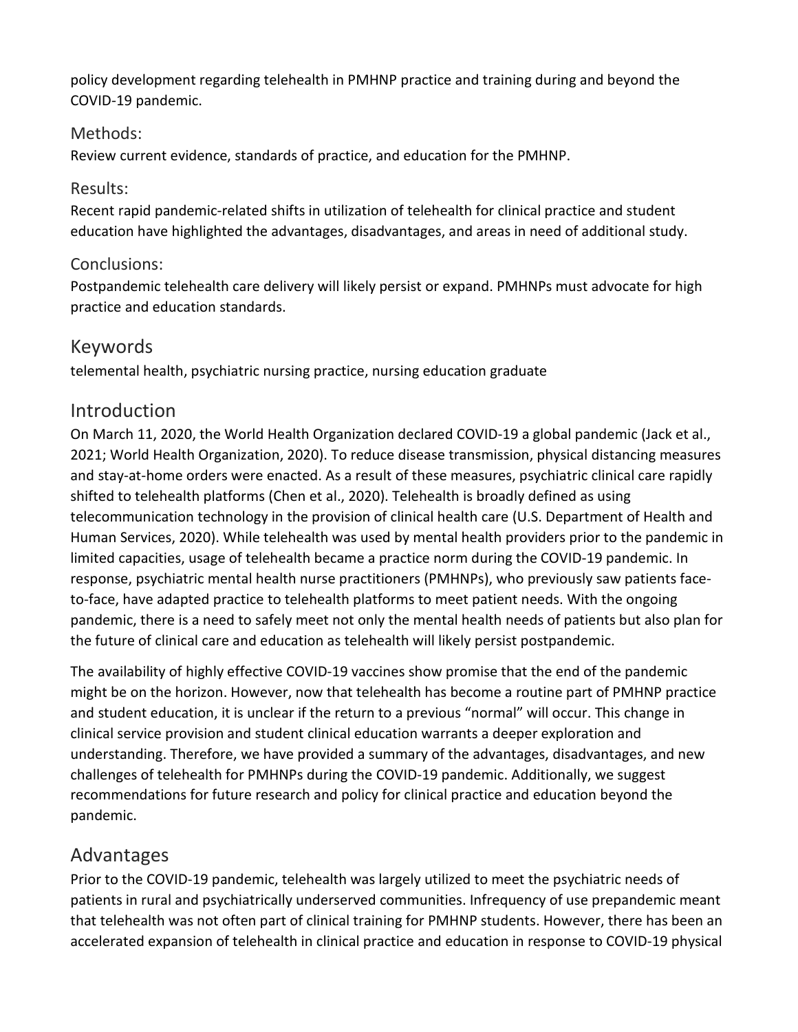policy development regarding telehealth in PMHNP practice and training during and beyond the COVID-19 pandemic.

### Methods:

Review current evidence, standards of practice, and education for the PMHNP.

### Results:

Recent rapid pandemic-related shifts in utilization of telehealth for clinical practice and student education have highlighted the advantages, disadvantages, and areas in need of additional study.

### Conclusions:

Postpandemic telehealth care delivery will likely persist or expand. PMHNPs must advocate for high practice and education standards.

## Keywords

telemental health, psychiatric nursing practice, nursing education graduate

## Introduction

On March 11, 2020, the World Health Organization declared COVID-19 a global pandemic (Jack et al., 2021; World Health Organization, 2020). To reduce disease transmission, physical distancing measures and stay-at-home orders were enacted. As a result of these measures, psychiatric clinical care rapidly shifted to telehealth platforms (Chen et al., 2020). Telehealth is broadly defined as using telecommunication technology in the provision of clinical health care (U.S. Department of Health and Human Services, 2020). While telehealth was used by mental health providers prior to the pandemic in limited capacities, usage of telehealth became a practice norm during the COVID-19 pandemic. In response, psychiatric mental health nurse practitioners (PMHNPs), who previously saw patients face-to-face, have adapted practice to telehealth platforms to meet patient needs. With the ongoing pandemic, there is a need to safely meet not only the mental health needs of patients but also plan for the future of clinical care and education as telehealth will likely persist postpandemic.

The availability of highly effective COVID-19 vaccines show promise that the end of the pandemic might be on the horizon. However, now that telehealth has become a routine part of PMHNP practice and student education, it is unclear if the return to a previous "normal" will occur. This change in clinical service provision and student clinical education warrants a deeper exploration and understanding. Therefore, we have provided a summary of the advantages, disadvantages, and new challenges of telehealth for PMHNPs during the COVID-19 pandemic. Additionally, we suggest recommendations for future research and policy for clinical practice and education beyond the pandemic.

## Advantages

Prior to the COVID-19 pandemic, telehealth was largely utilized to meet the psychiatric needs of patients in rural and psychiatrically underserved communities. Infrequency of use prepandemic meant that telehealth was not often part of clinical training for PMHNP students. However, there has been an accelerated expansion of telehealth in clinical practice and education in response to COVID-19 physical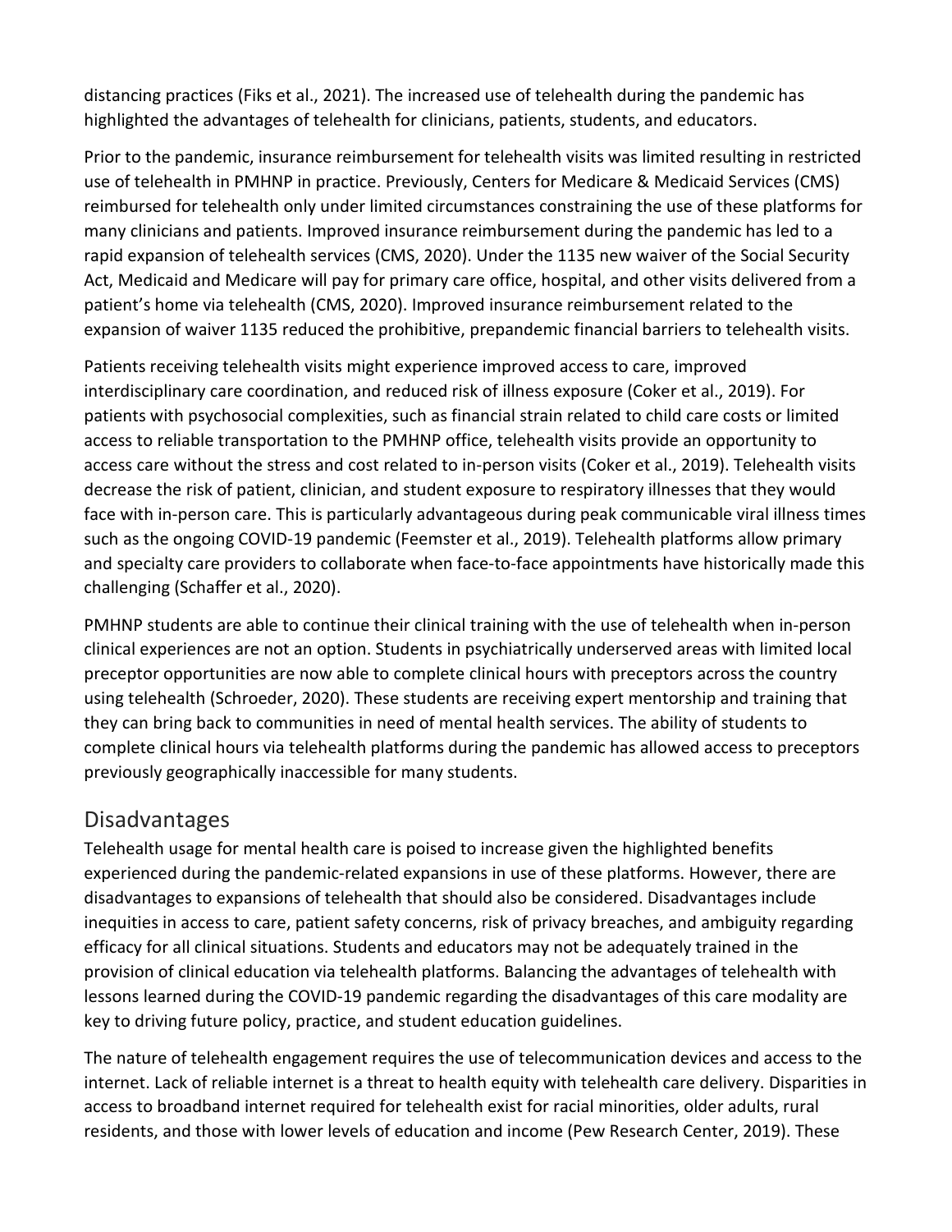distancing practices (Fiks et al., 2021). The increased use of telehealth during the pandemic has highlighted the advantages of telehealth for clinicians, patients, students, and educators.

Prior to the pandemic, insurance reimbursement for telehealth visits was limited resulting in restricted use of telehealth in PMHNP in practice. Previously, Centers for Medicare & Medicaid Services (CMS) reimbursed for telehealth only under limited circumstances constraining the use of these platforms for many clinicians and patients. Improved insurance reimbursement during the pandemic has led to a rapid expansion of telehealth services (CMS, 2020). Under the 1135 new waiver of the Social Security Act, Medicaid and Medicare will pay for primary care office, hospital, and other visits delivered from a patient's home via telehealth (CMS, 2020). Improved insurance reimbursement related to the expansion of waiver 1135 reduced the prohibitive, prepandemic financial barriers to telehealth visits.

Patients receiving telehealth visits might experience improved access to care, improved interdisciplinary care coordination, and reduced risk of illness exposure (Coker et al., 2019). For patients with psychosocial complexities, such as financial strain related to child care costs or limited access to reliable transportation to the PMHNP office, telehealth visits provide an opportunity to access care without the stress and cost related to in-person visits (Coker et al., 2019). Telehealth visits decrease the risk of patient, clinician, and student exposure to respiratory illnesses that they would face with in-person care. This is particularly advantageous during peak communicable viral illness times such as the ongoing COVID-19 pandemic (Feemster et al., 2019). Telehealth platforms allow primary and specialty care providers to collaborate when face-to-face appointments have historically made this challenging (Schaffer et al., 2020).

PMHNP students are able to continue their clinical training with the use of telehealth when in-person clinical experiences are not an option. Students in psychiatrically underserved areas with limited local preceptor opportunities are now able to complete clinical hours with preceptors across the country using telehealth (Schroeder, 2020). These students are receiving expert mentorship and training that they can bring back to communities in need of mental health services. The ability of students to complete clinical hours via telehealth platforms during the pandemic has allowed access to preceptors previously geographically inaccessible for many students.

## Disadvantages

Telehealth usage for mental health care is poised to increase given the highlighted benefits experienced during the pandemic-related expansions in use of these platforms. However, there are disadvantages to expansions of telehealth that should also be considered. Disadvantages include inequities in access to care, patient safety concerns, risk of privacy breaches, and ambiguity regarding efficacy for all clinical situations. Students and educators may not be adequately trained in the provision of clinical education via telehealth platforms. Balancing the advantages of telehealth with lessons learned during the COVID-19 pandemic regarding the disadvantages of this care modality are key to driving future policy, practice, and student education guidelines.

The nature of telehealth engagement requires the use of telecommunication devices and access to the internet. Lack of reliable internet is a threat to health equity with telehealth care delivery. Disparities in access to broadband internet required for telehealth exist for racial minorities, older adults, rural residents, and those with lower levels of education and income (Pew Research Center, 2019). These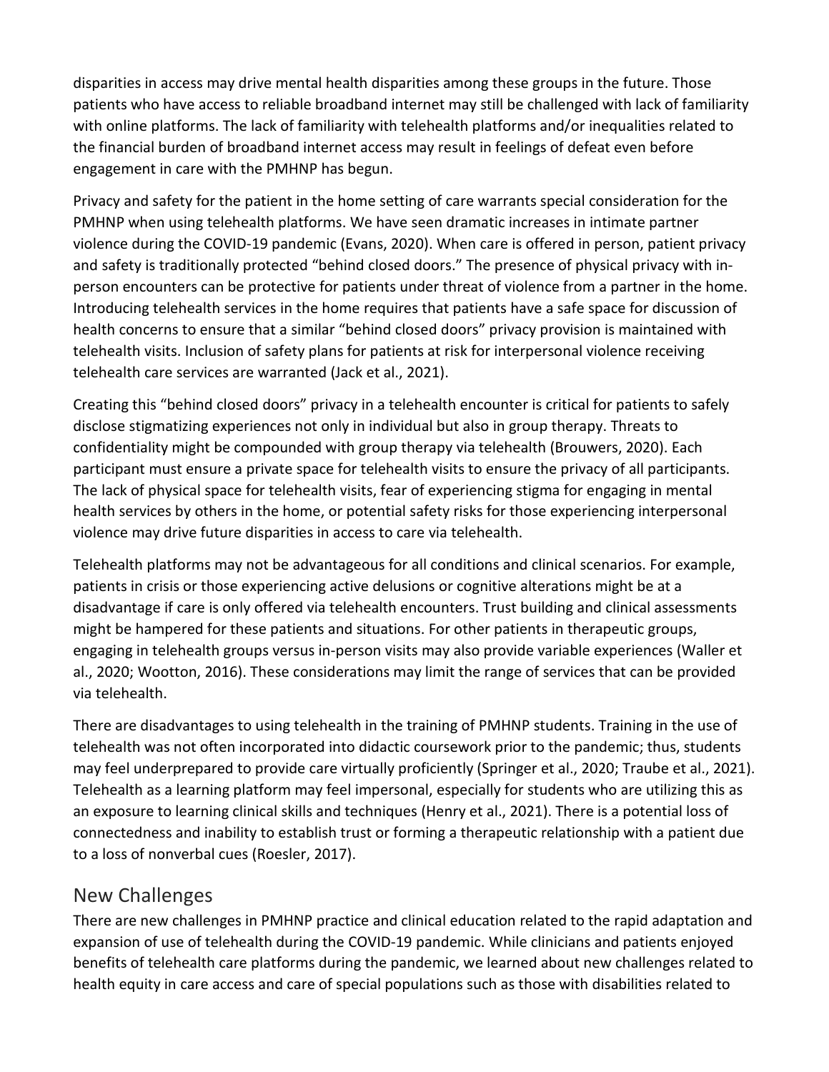disparities in access may drive mental health disparities among these groups in the future. Those patients who have access to reliable broadband internet may still be challenged with lack of familiarity with online platforms. The lack of familiarity with telehealth platforms and/or inequalities related to the financial burden of broadband internet access may result in feelings of defeat even before engagement in care with the PMHNP has begun.

Privacy and safety for the patient in the home setting of care warrants special consideration for the PMHNP when using telehealth platforms. We have seen dramatic increases in intimate partner violence during the COVID-19 pandemic (Evans, 2020). When care is offered in person, patient privacy and safety is traditionally protected "behind closed doors." The presence of physical privacy with in-person encounters can be protective for patients under threat of violence from a partner in the home. Introducing telehealth services in the home requires that patients have a safe space for discussion of health concerns to ensure that a similar "behind closed doors" privacy provision is maintained with telehealth visits. Inclusion of safety plans for patients at risk for interpersonal violence receiving telehealth care services are warranted (Jack et al., 2021).

Creating this "behind closed doors" privacy in a telehealth encounter is critical for patients to safely disclose stigmatizing experiences not only in individual but also in group therapy. Threats to confidentiality might be compounded with group therapy via telehealth (Brouwers, 2020). Each participant must ensure a private space for telehealth visits to ensure the privacy of all participants. The lack of physical space for telehealth visits, fear of experiencing stigma for engaging in mental health services by others in the home, or potential safety risks for those experiencing interpersonal violence may drive future disparities in access to care via telehealth.

Telehealth platforms may not be advantageous for all conditions and clinical scenarios. For example, patients in crisis or those experiencing active delusions or cognitive alterations might be at a disadvantage if care is only offered via telehealth encounters. Trust building and clinical assessments might be hampered for these patients and situations. For other patients in therapeutic groups, engaging in telehealth groups versus in-person visits may also provide variable experiences (Waller et al., 2020; Wootton, 2016). These considerations may limit the range of services that can be provided via telehealth.

There are disadvantages to using telehealth in the training of PMHNP students. Training in the use of telehealth was not often incorporated into didactic coursework prior to the pandemic; thus, students may feel underprepared to provide care virtually proficiently (Springer et al., 2020; Traube et al., 2021). Telehealth as a learning platform may feel impersonal, especially for students who are utilizing this as an exposure to learning clinical skills and techniques (Henry et al., 2021). There is a potential loss of connectedness and inability to establish trust or forming a therapeutic relationship with a patient due to a loss of nonverbal cues (Roesler, 2017).

## New Challenges

There are new challenges in PMHNP practice and clinical education related to the rapid adaptation and expansion of use of telehealth during the COVID-19 pandemic. While clinicians and patients enjoyed benefits of telehealth care platforms during the pandemic, we learned about new challenges related to health equity in care access and care of special populations such as those with disabilities related to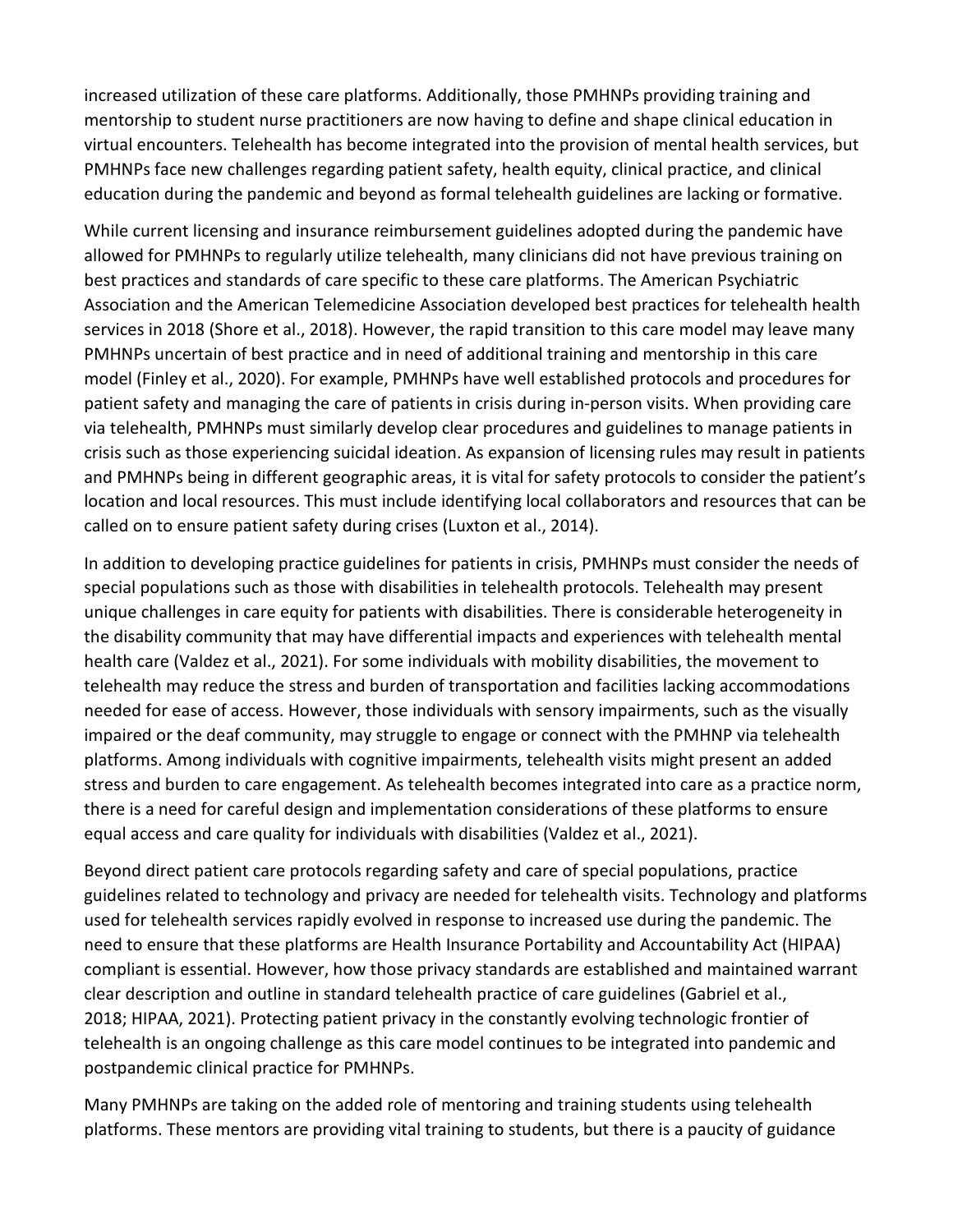increased utilization of these care platforms. Additionally, those PMHNPs providing training and mentorship to student nurse practitioners are now having to define and shape clinical education in virtual encounters. Telehealth has become integrated into the provision of mental health services, but PMHNPs face new challenges regarding patient safety, health equity, clinical practice, and clinical education during the pandemic and beyond as formal telehealth guidelines are lacking or formative.

While current licensing and insurance reimbursement guidelines adopted during the pandemic have allowed for PMHNPs to regularly utilize telehealth, many clinicians did not have previous training on best practices and standards of care specific to these care platforms. The American Psychiatric Association and the American Telemedicine Association developed best practices for telehealth health services in 2018 (Shore et al., 2018). However, the rapid transition to this care model may leave many PMHNPs uncertain of best practice and in need of additional training and mentorship in this care model (Finley et al., 2020). For example, PMHNPs have well established protocols and procedures for patient safety and managing the care of patients in crisis during in-person visits. When providing care via telehealth, PMHNPs must similarly develop clear procedures and guidelines to manage patients in crisis such as those experiencing suicidal ideation. As expansion of licensing rules may result in patients and PMHNPs being in different geographic areas, it is vital for safety protocols to consider the patient's location and local resources. This must include identifying local collaborators and resources that can be called on to ensure patient safety during crises (Luxton et al., 2014).

In addition to developing practice guidelines for patients in crisis, PMHNPs must consider the needs of special populations such as those with disabilities in telehealth protocols. Telehealth may present unique challenges in care equity for patients with disabilities. There is considerable heterogeneity in the disability community that may have differential impacts and experiences with telehealth mental health care (Valdez et al., 2021). For some individuals with mobility disabilities, the movement to telehealth may reduce the stress and burden of transportation and facilities lacking accommodations needed for ease of access. However, those individuals with sensory impairments, such as the visually impaired or the deaf community, may struggle to engage or connect with the PMHNP via telehealth platforms. Among individuals with cognitive impairments, telehealth visits might present an added stress and burden to care engagement. As telehealth becomes integrated into care as a practice norm, there is a need for careful design and implementation considerations of these platforms to ensure equal access and care quality for individuals with disabilities (Valdez et al., 2021).

Beyond direct patient care protocols regarding safety and care of special populations, practice guidelines related to technology and privacy are needed for telehealth visits. Technology and platforms used for telehealth services rapidly evolved in response to increased use during the pandemic. The need to ensure that these platforms are Health Insurance Portability and Accountability Act (HIPAA) compliant is essential. However, how those privacy standards are established and maintained warrant clear description and outline in standard telehealth practice of care guidelines (Gabriel et al., 2018; HIPAA, 2021). Protecting patient privacy in the constantly evolving technologic frontier of telehealth is an ongoing challenge as this care model continues to be integrated into pandemic and postpandemic clinical practice for PMHNPs.

Many PMHNPs are taking on the added role of mentoring and training students using telehealth platforms. These mentors are providing vital training to students, but there is a paucity of guidance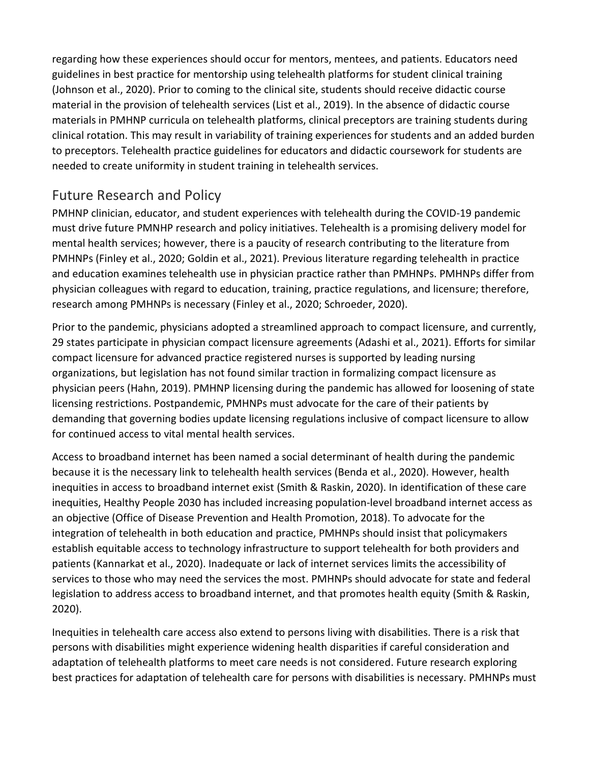regarding how these experiences should occur for mentors, mentees, and patients. Educators need guidelines in best practice for mentorship using telehealth platforms for student clinical training (Johnson et al., 2020). Prior to coming to the clinical site, students should receive didactic course material in the provision of telehealth services (List et al., 2019). In the absence of didactic course materials in PMHNP curricula on telehealth platforms, clinical preceptors are training students during clinical rotation. This may result in variability of training experiences for students and an added burden to preceptors. Telehealth practice guidelines for educators and didactic coursework for students are needed to create uniformity in student training in telehealth services.

## Future Research and Policy

PMHNP clinician, educator, and student experiences with telehealth during the COVID-19 pandemic must drive future PMNHP research and policy initiatives. Telehealth is a promising delivery model for mental health services; however, there is a paucity of research contributing to the literature from PMHNPs (Finley et al., 2020; Goldin et al., 2021). Previous literature regarding telehealth in practice and education examines telehealth use in physician practice rather than PMHNPs. PMHNPs differ from physician colleagues with regard to education, training, practice regulations, and licensure; therefore, research among PMHNPs is necessary (Finley et al., 2020; Schroeder, 2020).

Prior to the pandemic, physicians adopted a streamlined approach to compact licensure, and currently, 29 states participate in physician compact licensure agreements (Adashi et al., 2021). Efforts for similar compact licensure for advanced practice registered nurses is supported by leading nursing organizations, but legislation has not found similar traction in formalizing compact licensure as physician peers (Hahn, 2019). PMHNP licensing during the pandemic has allowed for loosening of state licensing restrictions. Postpandemic, PMHNPs must advocate for the care of their patients by demanding that governing bodies update licensing regulations inclusive of compact licensure to allow for continued access to vital mental health services.

Access to broadband internet has been named a social determinant of health during the pandemic because it is the necessary link to telehealth health services (Benda et al., 2020). However, health inequities in access to broadband internet exist (Smith & Raskin, 2020). In identification of these care inequities, Healthy People 2030 has included increasing population-level broadband internet access as an objective (Office of Disease Prevention and Health Promotion, 2018). To advocate for the integration of telehealth in both education and practice, PMHNPs should insist that policymakers establish equitable access to technology infrastructure to support telehealth for both providers and patients (Kannarkat et al., 2020). Inadequate or lack of internet services limits the accessibility of services to those who may need the services the most. PMHNPs should advocate for state and federal legislation to address access to broadband internet, and that promotes health equity (Smith & Raskin, 2020).

Inequities in telehealth care access also extend to persons living with disabilities. There is a risk that persons with disabilities might experience widening health disparities if careful consideration and adaptation of telehealth platforms to meet care needs is not considered. Future research exploring best practices for adaptation of telehealth care for persons with disabilities is necessary. PMHNPs must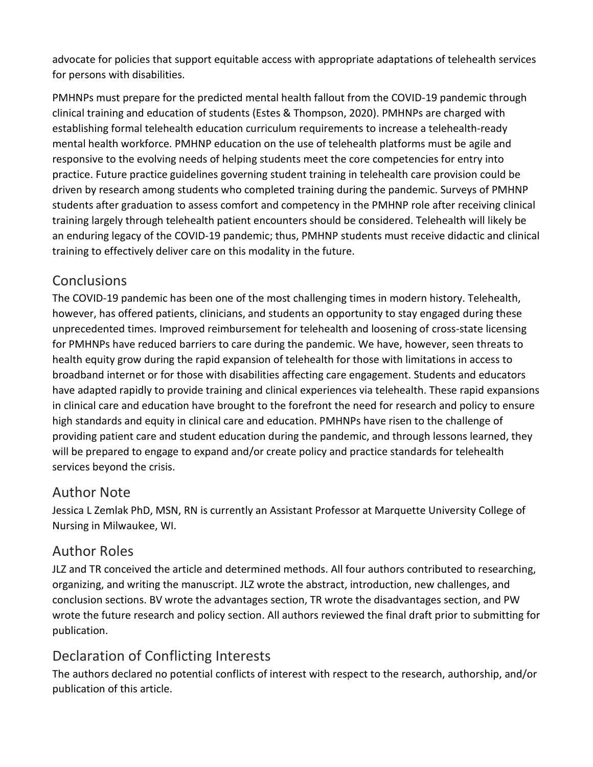advocate for policies that support equitable access with appropriate adaptations of telehealth services for persons with disabilities.

PMHNPs must prepare for the predicted mental health fallout from the COVID-19 pandemic through clinical training and education of students (Estes & Thompson, 2020). PMHNPs are charged with establishing formal telehealth education curriculum requirements to increase a telehealth-ready mental health workforce. PMHNP education on the use of telehealth platforms must be agile and responsive to the evolving needs of helping students meet the core competencies for entry into practice. Future practice guidelines governing student training in telehealth care provision could be driven by research among students who completed training during the pandemic. Surveys of PMHNP students after graduation to assess comfort and competency in the PMHNP role after receiving clinical training largely through telehealth patient encounters should be considered. Telehealth will likely be an enduring legacy of the COVID-19 pandemic; thus, PMHNP students must receive didactic and clinical training to effectively deliver care on this modality in the future.

## Conclusions

The COVID-19 pandemic has been one of the most challenging times in modern history. Telehealth, however, has offered patients, clinicians, and students an opportunity to stay engaged during these unprecedented times. Improved reimbursement for telehealth and loosening of cross-state licensing for PMHNPs have reduced barriers to care during the pandemic. We have, however, seen threats to health equity grow during the rapid expansion of telehealth for those with limitations in access to broadband internet or for those with disabilities affecting care engagement. Students and educators have adapted rapidly to provide training and clinical experiences via telehealth. These rapid expansions in clinical care and education have brought to the forefront the need for research and policy to ensure high standards and equity in clinical care and education. PMHNPs have risen to the challenge of providing patient care and student education during the pandemic, and through lessons learned, they will be prepared to engage to expand and/or create policy and practice standards for telehealth services beyond the crisis.

## Author Note

Jessica L Zemlak PhD, MSN, RN is currently an Assistant Professor at Marquette University College of Nursing in Milwaukee, WI.

## Author Roles

JLZ and TR conceived the article and determined methods. All four authors contributed to researching, organizing, and writing the manuscript. JLZ wrote the abstract, introduction, new challenges, and conclusion sections. BV wrote the advantages section, TR wrote the disadvantages section, and PW wrote the future research and policy section. All authors reviewed the final draft prior to submitting for publication.

## Declaration of Conflicting Interests

The authors declared no potential conflicts of interest with respect to the research, authorship, and/or publication of this article.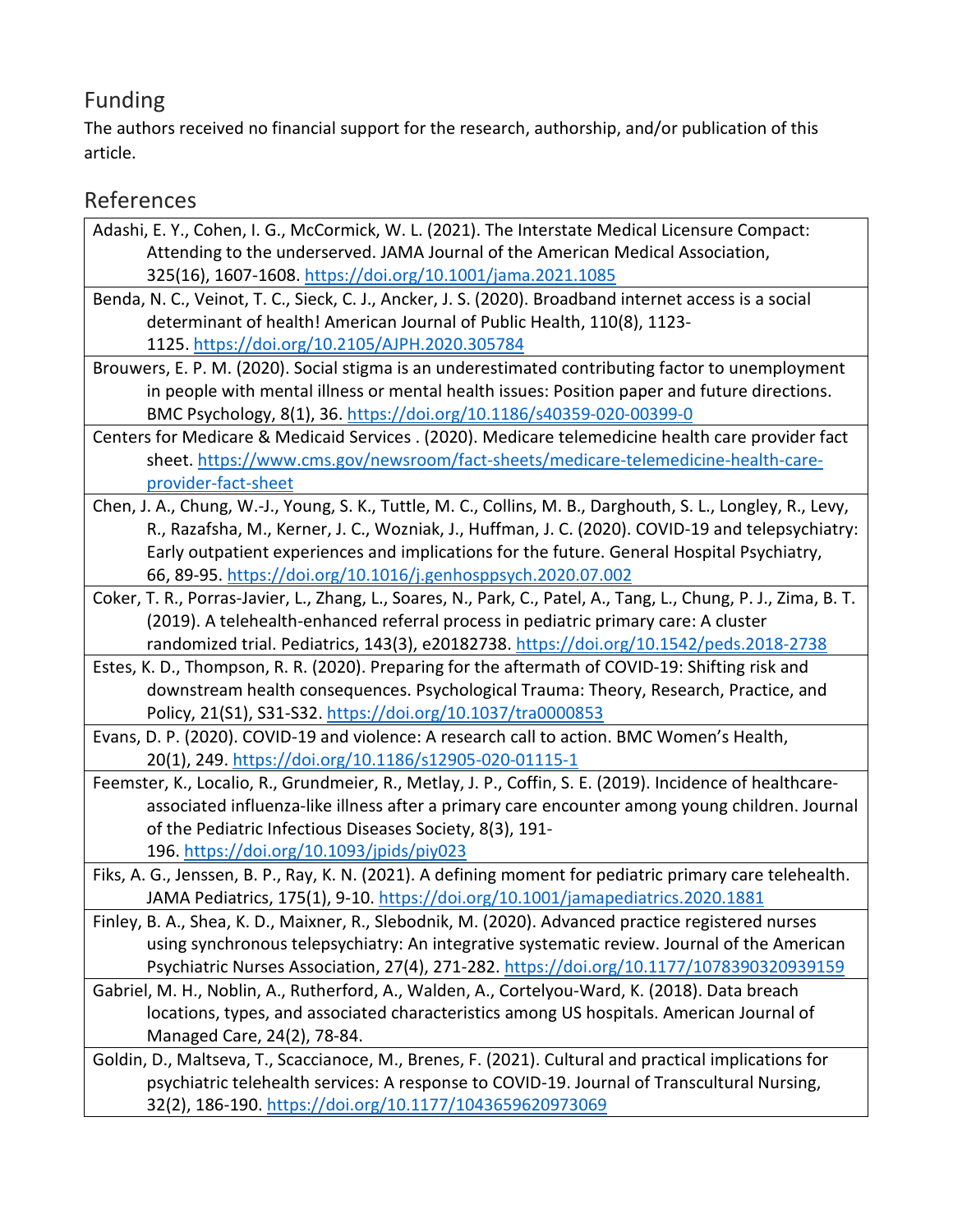## Funding

The authors received no financial support for the research, authorship, and/or publication of this article.

## References

Adashi, E. Y., Cohen, I. G., McCormick, W. L. (2021). The Interstate Medical Licensure Compact: Attending to the underserved. JAMA Journal of the American Medical Association, 325(16), 1607-1608. https://doi.org/10.1001/jama.2021.1085

Benda, N. C., Veinot, T. C., Sieck, C. J., Ancker, J. S. (2020). Broadband internet access is a social determinant of health! American Journal of Public Health, 110(8), 1123-1125. https://doi.org/10.2105/AJPH.2020.305784

Brouwers, E. P. M. (2020). Social stigma is an underestimated contributing factor to unemployment in people with mental illness or mental health issues: Position paper and future directions. BMC Psychology, 8(1), 36. https://doi.org/10.1186/s40359-020-00399-0

Centers for Medicare & Medicaid Services . (2020). Medicare telemedicine health care provider fact sheet. https://www.cms.gov/newsroom/fact-sheets/medicare-telemedicine-health-care-provider-fact-sheet

Chen, J. A., Chung, W.-J., Young, S. K., Tuttle, M. C., Collins, M. B., Darghouth, S. L., Longley, R., Levy, R., Razafsha, M., Kerner, J. C., Wozniak, J., Huffman, J. C. (2020). COVID-19 and telepsychiatry: Early outpatient experiences and implications for the future. General Hospital Psychiatry, 66, 89-95. https://doi.org/10.1016/j.genhosppsych.2020.07.002

Coker, T. R., Porras-Javier, L., Zhang, L., Soares, N., Park, C., Patel, A., Tang, L., Chung, P. J., Zima, B. T. (2019). A telehealth-enhanced referral process in pediatric primary care: A cluster randomized trial. Pediatrics, 143(3), e20182738. https://doi.org/10.1542/peds.2018-2738

Estes, K. D., Thompson, R. R. (2020). Preparing for the aftermath of COVID-19: Shifting risk and downstream health consequences. Psychological Trauma: Theory, Research, Practice, and Policy, 21(S1), S31-S32. https://doi.org/10.1037/tra0000853

Evans, D. P. (2020). COVID-19 and violence: A research call to action. BMC Women's Health, 20(1), 249. https://doi.org/10.1186/s12905-020-01115-1

Feemster, K., Localio, R., Grundmeier, R., Metlay, J. P., Coffin, S. E. (2019). Incidence of healthcare-associated influenza-like illness after a primary care encounter among young children. Journal of the Pediatric Infectious Diseases Society, 8(3), 191-196. https://doi.org/10.1093/jpids/piy023

Fiks, A. G., Jenssen, B. P., Ray, K. N. (2021). A defining moment for pediatric primary care telehealth. JAMA Pediatrics, 175(1), 9-10. https://doi.org/10.1001/jamapediatrics.2020.1881

Finley, B. A., Shea, K. D., Maixner, R., Slebodnik, M. (2020). Advanced practice registered nurses using synchronous telepsychiatry: An integrative systematic review. Journal of the American Psychiatric Nurses Association, 27(4), 271-282. https://doi.org/10.1177/1078390320939159

Gabriel, M. H., Noblin, A., Rutherford, A., Walden, A., Cortelyou-Ward, K. (2018). Data breach locations, types, and associated characteristics among US hospitals. American Journal of Managed Care, 24(2), 78-84.

Goldin, D., Maltseva, T., Scaccianoce, M., Brenes, F. (2021). Cultural and practical implications for psychiatric telehealth services: A response to COVID-19. Journal of Transcultural Nursing, 32(2), 186-190. https://doi.org/10.1177/1043659620973069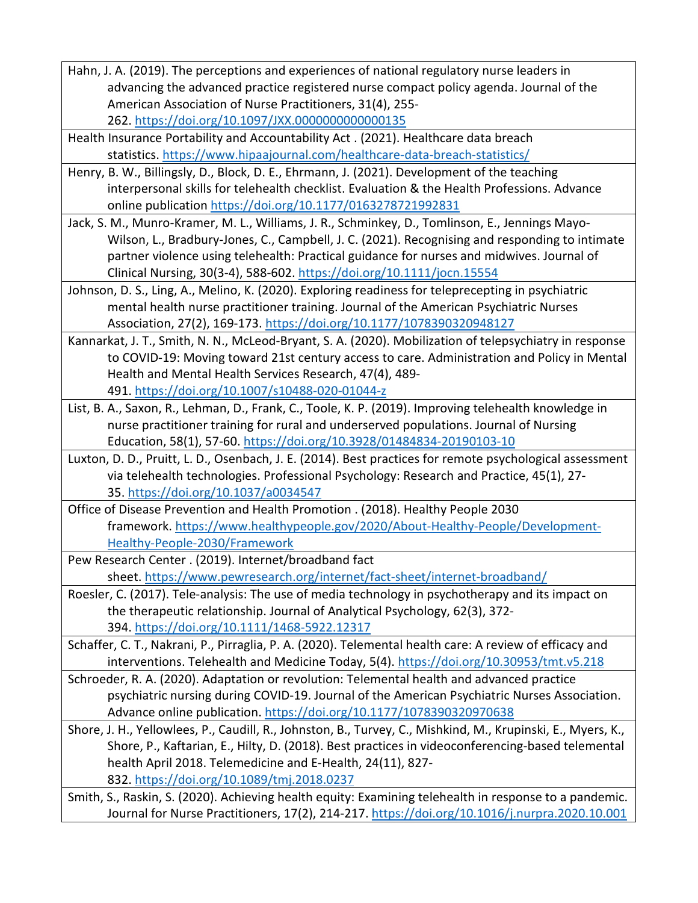Hahn, J. A. (2019). The perceptions and experiences of national regulatory nurse leaders in advancing the advanced practice registered nurse compact policy agenda. Journal of the American Association of Nurse Practitioners, 31(4), 255-262. https://doi.org/10.1097/JXX.0000000000000135

Health Insurance Portability and Accountability Act . (2021). Healthcare data breach statistics. https://www.hipaajournal.com/healthcare-data-breach-statistics/

Henry, B. W., Billingsly, D., Block, D. E., Ehrmann, J. (2021). Development of the teaching interpersonal skills for telehealth checklist. Evaluation & the Health Professions. Advance online publication https://doi.org/10.1177/0163278721992831

Jack, S. M., Munro-Kramer, M. L., Williams, J. R., Schminkey, D., Tomlinson, E., Jennings Mayo-Wilson, L., Bradbury-Jones, C., Campbell, J. C. (2021). Recognising and responding to intimate partner violence using telehealth: Practical guidance for nurses and midwives. Journal of Clinical Nursing, 30(3-4), 588-602. https://doi.org/10.1111/jocn.15554

Johnson, D. S., Ling, A., Melino, K. (2020). Exploring readiness for teleprecepting in psychiatric mental health nurse practitioner training. Journal of the American Psychiatric Nurses Association, 27(2), 169-173. https://doi.org/10.1177/1078390320948127

Kannarkat, J. T., Smith, N. N., McLeod-Bryant, S. A. (2020). Mobilization of telepsychiatry in response to COVID-19: Moving toward 21st century access to care. Administration and Policy in Mental Health and Mental Health Services Research, 47(4), 489-491. https://doi.org/10.1007/s10488-020-01044-z

List, B. A., Saxon, R., Lehman, D., Frank, C., Toole, K. P. (2019). Improving telehealth knowledge in nurse practitioner training for rural and underserved populations. Journal of Nursing Education, 58(1), 57-60. https://doi.org/10.3928/01484834-20190103-10

Luxton, D. D., Pruitt, L. D., Osenbach, J. E. (2014). Best practices for remote psychological assessment via telehealth technologies. Professional Psychology: Research and Practice, 45(1), 27-35. https://doi.org/10.1037/a0034547

Office of Disease Prevention and Health Promotion . (2018). Healthy People 2030 framework. https://www.healthypeople.gov/2020/About-Healthy-People/Development-Healthy-People-2030/Framework

Pew Research Center . (2019). Internet/broadband fact sheet. https://www.pewresearch.org/internet/fact-sheet/internet-broadband/

Roesler, C. (2017). Tele-analysis: The use of media technology in psychotherapy and its impact on the therapeutic relationship. Journal of Analytical Psychology, 62(3), 372-394. https://doi.org/10.1111/1468-5922.12317

Schaffer, C. T., Nakrani, P., Pirraglia, P. A. (2020). Telemental health care: A review of efficacy and interventions. Telehealth and Medicine Today, 5(4). https://doi.org/10.30953/tmt.v5.218

Schroeder, R. A. (2020). Adaptation or revolution: Telemental health and advanced practice psychiatric nursing during COVID-19. Journal of the American Psychiatric Nurses Association. Advance online publication. https://doi.org/10.1177/1078390320970638

Shore, J. H., Yellowlees, P., Caudill, R., Johnston, B., Turvey, C., Mishkind, M., Krupinski, E., Myers, K., Shore, P., Kaftarian, E., Hilty, D. (2018). Best practices in videoconferencing-based telemental health April 2018. Telemedicine and E-Health, 24(11), 827-832. https://doi.org/10.1089/tmj.2018.0237

Smith, S., Raskin, S. (2020). Achieving health equity: Examining telehealth in response to a pandemic. Journal for Nurse Practitioners, 17(2), 214-217. https://doi.org/10.1016/j.nurpra.2020.10.001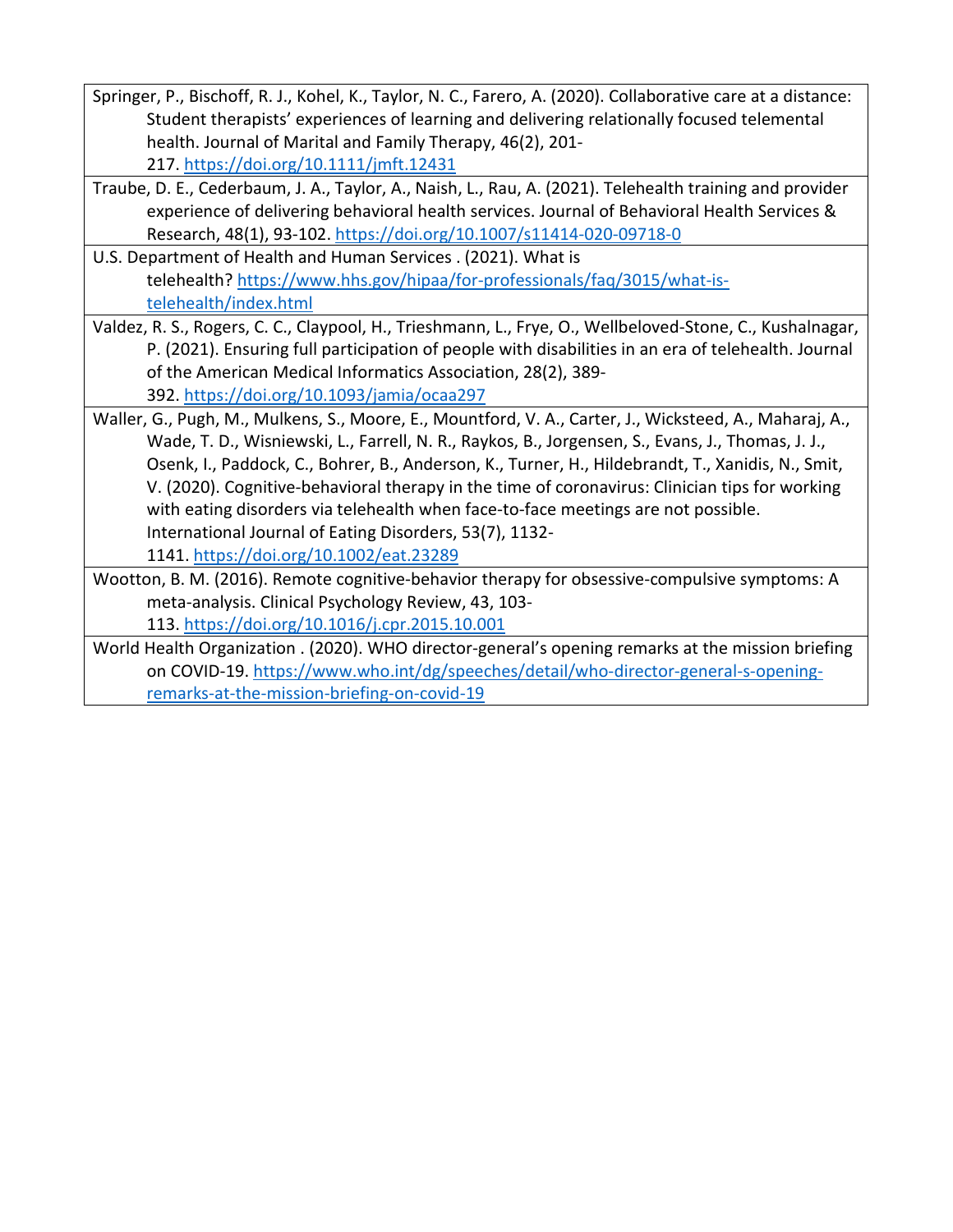Springer, P., Bischoff, R. J., Kohel, K., Taylor, N. C., Farero, A. (2020). Collaborative care at a distance: Student therapists' experiences of learning and delivering relationally focused telemental health. Journal of Marital and Family Therapy, 46(2), 201-217. https://doi.org/10.1111/jmft.12431

Traube, D. E., Cederbaum, J. A., Taylor, A., Naish, L., Rau, A. (2021). Telehealth training and provider experience of delivering behavioral health services. Journal of Behavioral Health Services & Research, 48(1), 93-102. https://doi.org/10.1007/s11414-020-09718-0

U.S. Department of Health and Human Services . (2021). What is telehealth? https://www.hhs.gov/hipaa/for-professionals/faq/3015/what-is-telehealth/index.html

Valdez, R. S., Rogers, C. C., Claypool, H., Trieshmann, L., Frye, O., Wellbeloved-Stone, C., Kushalnagar, P. (2021). Ensuring full participation of people with disabilities in an era of telehealth. Journal of the American Medical Informatics Association, 28(2), 389-392. https://doi.org/10.1093/jamia/ocaa297

Waller, G., Pugh, M., Mulkens, S., Moore, E., Mountford, V. A., Carter, J., Wicksteed, A., Maharaj, A., Wade, T. D., Wisniewski, L., Farrell, N. R., Raykos, B., Jorgensen, S., Evans, J., Thomas, J. J., Osenk, I., Paddock, C., Bohrer, B., Anderson, K., Turner, H., Hildebrandt, T., Xanidis, N., Smit, V. (2020). Cognitive-behavioral therapy in the time of coronavirus: Clinician tips for working with eating disorders via telehealth when face-to-face meetings are not possible. International Journal of Eating Disorders, 53(7), 1132-1141. https://doi.org/10.1002/eat.23289

Wootton, B. M. (2016). Remote cognitive-behavior therapy for obsessive-compulsive symptoms: A meta-analysis. Clinical Psychology Review, 43, 103-113. https://doi.org/10.1016/j.cpr.2015.10.001

World Health Organization . (2020). WHO director-general's opening remarks at the mission briefing on COVID-19. https://www.who.int/dg/speeches/detail/who-director-general-s-opening-remarks-at-the-mission-briefing-on-covid-19